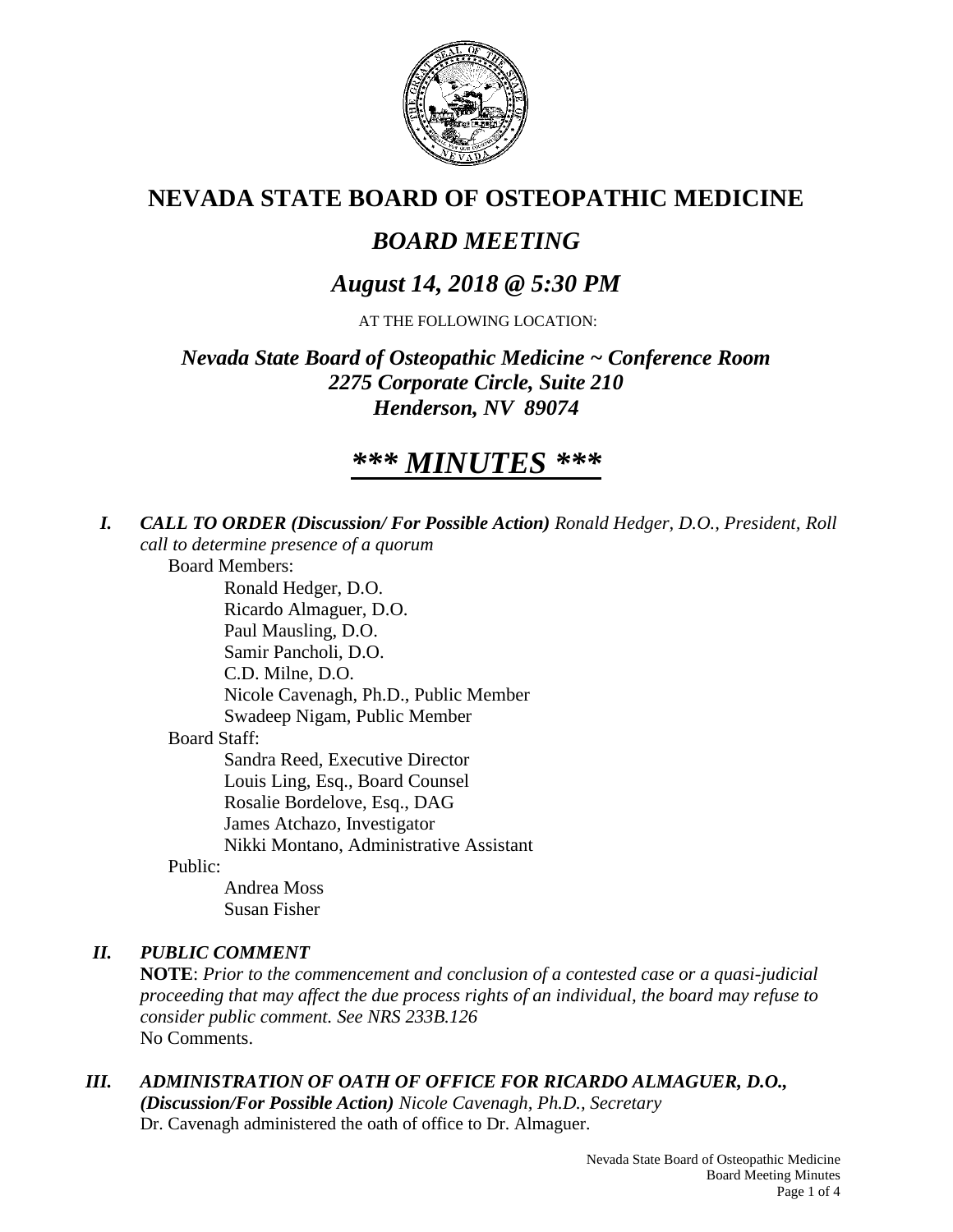# NEVADA STATE BOARD OF OSTEOPATHIC MEDICINE

## *BOARD MEETING*

## *August 14, 2018 @ 5:30 PM*

AT THE FOLLOWING LOCATION:

***Nevada State Board of Osteopathic Medicine ~ Conference Room***
***2275 Corporate Circle, Suite 210***
***Henderson, NV 89074***

# ***\*\*\* MINUTES \*\*\****

***I. CALL TO ORDER (Discussion/ For Possible Action)*** *Ronald Hedger, D.O., President, Roll call to determine presence of a quorum*

Board Members:

- Ronald Hedger, D.O.
- Ricardo Almaguer, D.O.
- Paul Mausling, D.O.
- Samir Pancholi, D.O.
- C.D. Milne, D.O.
- Nicole Cavenagh, Ph.D., Public Member
- Swadeep Nigam, Public Member

Board Staff:

- Sandra Reed, Executive Director
- Louis Ling, Esq., Board Counsel
- Rosalie Bordelove, Esq., DAG
- James Atchazo, Investigator
- Nikki Montano, Administrative Assistant

Public:

- Andrea Moss
- Susan Fisher

***II. PUBLIC COMMENT***

**NOTE**: *Prior to the commencement and conclusion of a contested case or a quasi-judicial proceeding that may affect the due process rights of an individual, the board may refuse to consider public comment. See NRS 233B.126*

No Comments.

***III. ADMINISTRATION OF OATH OF OFFICE FOR RICARDO ALMAGUER, D.O., (Discussion/For Possible Action)*** *Nicole Cavenagh, Ph.D., Secretary*

Dr. Cavenagh administered the oath of office to Dr. Almaguer.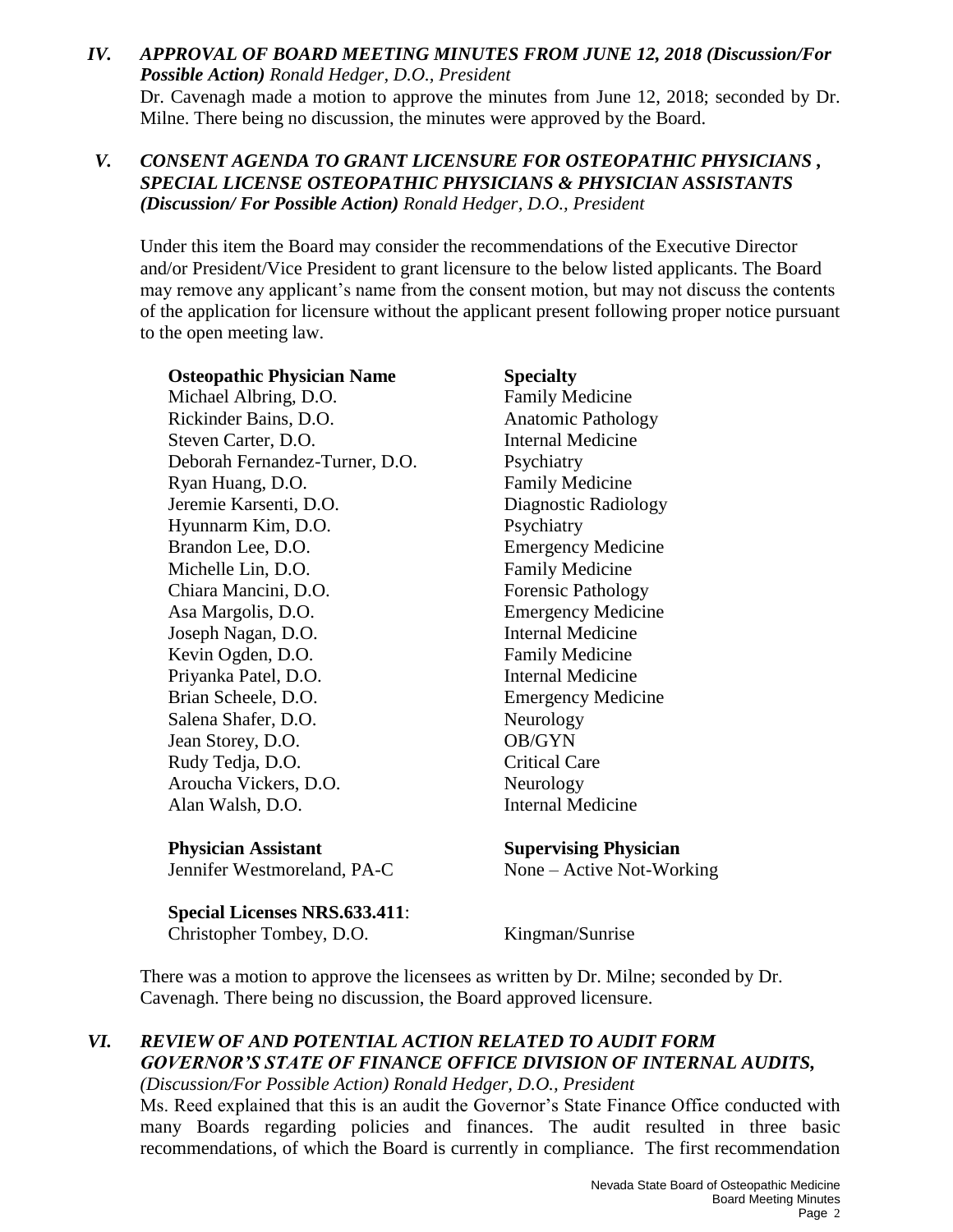### *IV. APPROVAL OF BOARD MEETING MINUTES FROM JUNE 12, 2018 (Discussion/For Possible Action) Ronald Hedger, D.O., President*

Dr. Cavenagh made a motion to approve the minutes from June 12, 2018; seconded by Dr. Milne. There being no discussion, the minutes were approved by the Board.

### *V. CONSENT AGENDA TO GRANT LICENSURE FOR OSTEOPATHIC PHYSICIANS , SPECIAL LICENSE OSTEOPATHIC PHYSICIANS & PHYSICIAN ASSISTANTS (Discussion/ For Possible Action) Ronald Hedger, D.O., President*

Under this item the Board may consider the recommendations of the Executive Director and/or President/Vice President to grant licensure to the below listed applicants. The Board may remove any applicant's name from the consent motion, but may not discuss the contents of the application for licensure without the applicant present following proper notice pursuant to the open meeting law.

| **Osteopathic Physician Name** | **Specialty** |
| --- | --- |
| Michael Albring, D.O. | Family Medicine |
| Rickinder Bains, D.O. | Anatomic Pathology |
| Steven Carter, D.O. | Internal Medicine |
| Deborah Fernandez-Turner, D.O. | Psychiatry |
| Ryan Huang, D.O. | Family Medicine |
| Jeremie Karsenti, D.O. | Diagnostic Radiology |
| Hyunnarm Kim, D.O. | Psychiatry |
| Brandon Lee, D.O. | Emergency Medicine |
| Michelle Lin, D.O. | Family Medicine |
| Chiara Mancini, D.O. | Forensic Pathology |
| Asa Margolis, D.O. | Emergency Medicine |
| Joseph Nagan, D.O. | Internal Medicine |
| Kevin Ogden, D.O. | Family Medicine |
| Priyanka Patel, D.O. | Internal Medicine |
| Brian Scheele, D.O. | Emergency Medicine |
| Salena Shafer, D.O. | Neurology |
| Jean Storey, D.O. | OB/GYN |
| Rudy Tedja, D.O. | Critical Care |
| Aroucha Vickers, D.O. | Neurology |
| Alan Walsh, D.O. | Internal Medicine |

| **Physician Assistant** | **Supervising Physician** |
| --- | --- |
| Jennifer Westmoreland, PA-C | None – Active Not-Working |

**Special Licenses NRS.633.411**:
Christopher Tombey, D.O. Kingman/Sunrise

There was a motion to approve the licensees as written by Dr. Milne; seconded by Dr. Cavenagh. There being no discussion, the Board approved licensure.

### *VI. REVIEW OF AND POTENTIAL ACTION RELATED TO AUDIT FORM GOVERNOR'S STATE OF FINANCE OFFICE DIVISION OF INTERNAL AUDITS, (Discussion/For Possible Action) Ronald Hedger, D.O., President*

Ms. Reed explained that this is an audit the Governor's State Finance Office conducted with many Boards regarding policies and finances. The audit resulted in three basic recommendations, of which the Board is currently in compliance. The first recommendation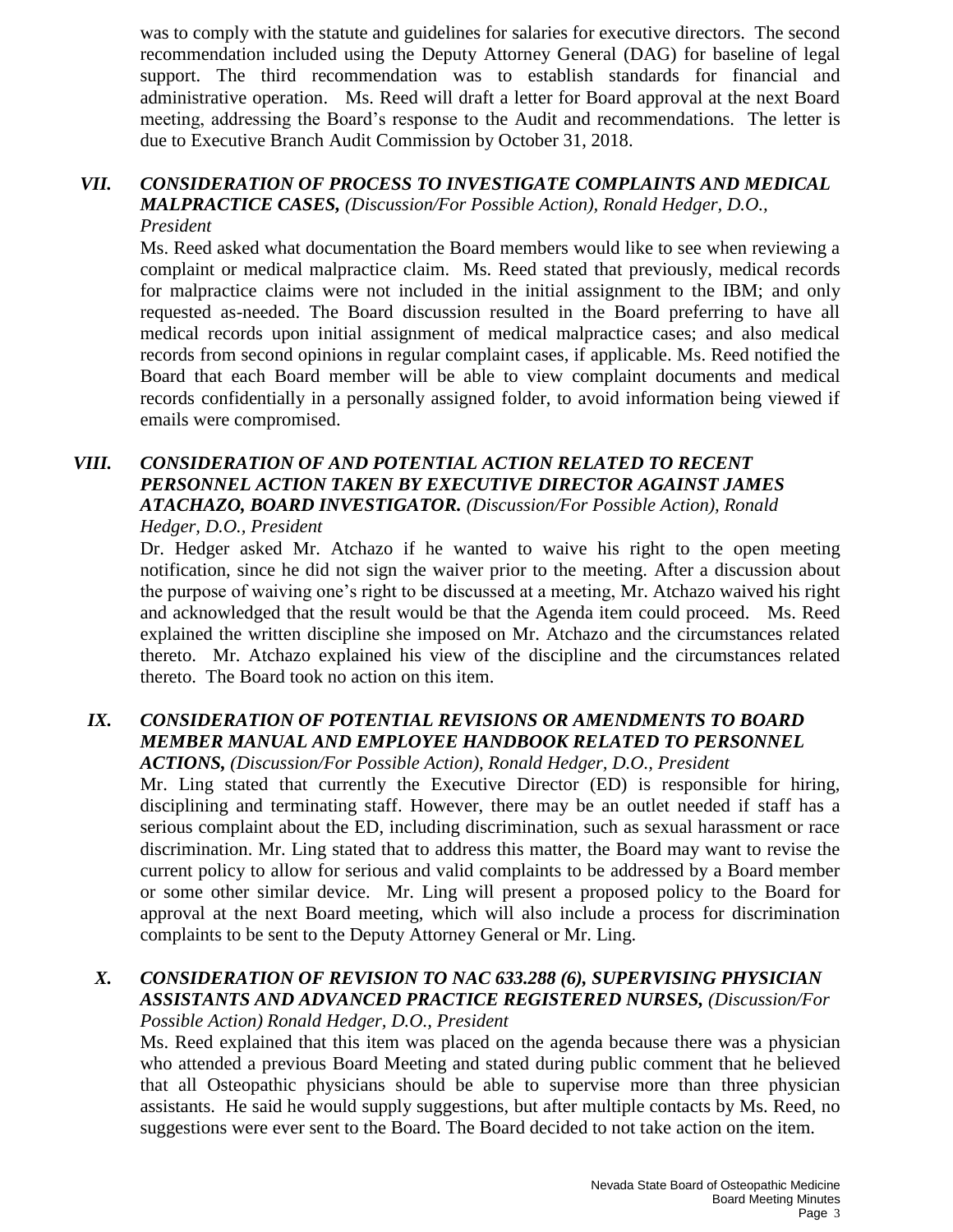was to comply with the statute and guidelines for salaries for executive directors. The second recommendation included using the Deputy Attorney General (DAG) for baseline of legal support. The third recommendation was to establish standards for financial and administrative operation. Ms. Reed will draft a letter for Board approval at the next Board meeting, addressing the Board's response to the Audit and recommendations. The letter is due to Executive Branch Audit Commission by October 31, 2018.

## *VII. CONSIDERATION OF PROCESS TO INVESTIGATE COMPLAINTS AND MEDICAL MALPRACTICE CASES, (Discussion/For Possible Action), Ronald Hedger, D.O., President*

Ms. Reed asked what documentation the Board members would like to see when reviewing a complaint or medical malpractice claim. Ms. Reed stated that previously, medical records for malpractice claims were not included in the initial assignment to the IBM; and only requested as-needed. The Board discussion resulted in the Board preferring to have all medical records upon initial assignment of medical malpractice cases; and also medical records from second opinions in regular complaint cases, if applicable. Ms. Reed notified the Board that each Board member will be able to view complaint documents and medical records confidentially in a personally assigned folder, to avoid information being viewed if emails were compromised.

## *VIII. CONSIDERATION OF AND POTENTIAL ACTION RELATED TO RECENT PERSONNEL ACTION TAKEN BY EXECUTIVE DIRECTOR AGAINST JAMES ATACHAZO, BOARD INVESTIGATOR. (Discussion/For Possible Action), Ronald Hedger, D.O., President*

Dr. Hedger asked Mr. Atchazo if he wanted to waive his right to the open meeting notification, since he did not sign the waiver prior to the meeting. After a discussion about the purpose of waiving one's right to be discussed at a meeting, Mr. Atchazo waived his right and acknowledged that the result would be that the Agenda item could proceed. Ms. Reed explained the written discipline she imposed on Mr. Atchazo and the circumstances related thereto. Mr. Atchazo explained his view of the discipline and the circumstances related thereto. The Board took no action on this item.

## *IX. CONSIDERATION OF POTENTIAL REVISIONS OR AMENDMENTS TO BOARD MEMBER MANUAL AND EMPLOYEE HANDBOOK RELATED TO PERSONNEL ACTIONS, (Discussion/For Possible Action), Ronald Hedger, D.O., President*

Mr. Ling stated that currently the Executive Director (ED) is responsible for hiring, disciplining and terminating staff. However, there may be an outlet needed if staff has a serious complaint about the ED, including discrimination, such as sexual harassment or race discrimination. Mr. Ling stated that to address this matter, the Board may want to revise the current policy to allow for serious and valid complaints to be addressed by a Board member or some other similar device. Mr. Ling will present a proposed policy to the Board for approval at the next Board meeting, which will also include a process for discrimination complaints to be sent to the Deputy Attorney General or Mr. Ling.

## *X. CONSIDERATION OF REVISION TO NAC 633.288 (6), SUPERVISING PHYSICIAN ASSISTANTS AND ADVANCED PRACTICE REGISTERED NURSES, (Discussion/For Possible Action) Ronald Hedger, D.O., President*

Ms. Reed explained that this item was placed on the agenda because there was a physician who attended a previous Board Meeting and stated during public comment that he believed that all Osteopathic physicians should be able to supervise more than three physician assistants. He said he would supply suggestions, but after multiple contacts by Ms. Reed, no suggestions were ever sent to the Board. The Board decided to not take action on the item.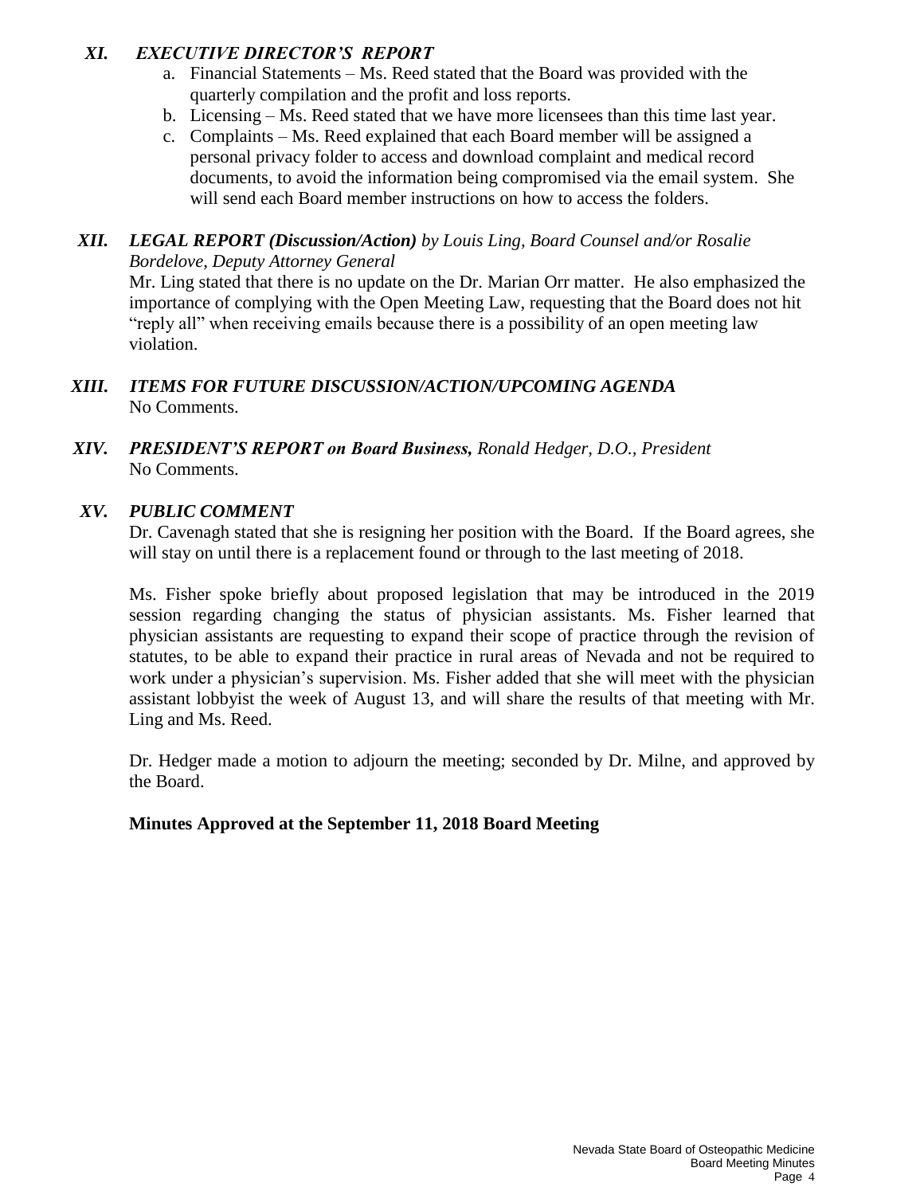## *XI. EXECUTIVE DIRECTOR'S REPORT*

a. Financial Statements – Ms. Reed stated that the Board was provided with the quarterly compilation and the profit and loss reports.
b. Licensing – Ms. Reed stated that we have more licensees than this time last year.
c. Complaints – Ms. Reed explained that each Board member will be assigned a personal privacy folder to access and download complaint and medical record documents, to avoid the information being compromised via the email system. She will send each Board member instructions on how to access the folders.

## *XII. LEGAL REPORT (Discussion/Action) by Louis Ling, Board Counsel and/or Rosalie Bordelove, Deputy Attorney General*

Mr. Ling stated that there is no update on the Dr. Marian Orr matter. He also emphasized the importance of complying with the Open Meeting Law, requesting that the Board does not hit "reply all" when receiving emails because there is a possibility of an open meeting law violation.

## *XIII. ITEMS FOR FUTURE DISCUSSION/ACTION/UPCOMING AGENDA*

No Comments.

## *XIV. PRESIDENT'S REPORT on Board Business, Ronald Hedger, D.O., President*

No Comments.

## *XV. PUBLIC COMMENT*

Dr. Cavenagh stated that she is resigning her position with the Board. If the Board agrees, she will stay on until there is a replacement found or through to the last meeting of 2018.

Ms. Fisher spoke briefly about proposed legislation that may be introduced in the 2019 session regarding changing the status of physician assistants. Ms. Fisher learned that physician assistants are requesting to expand their scope of practice through the revision of statutes, to be able to expand their practice in rural areas of Nevada and not be required to work under a physician's supervision. Ms. Fisher added that she will meet with the physician assistant lobbyist the week of August 13, and will share the results of that meeting with Mr. Ling and Ms. Reed.

Dr. Hedger made a motion to adjourn the meeting; seconded by Dr. Milne, and approved by the Board.

**Minutes Approved at the September 11, 2018 Board Meeting**